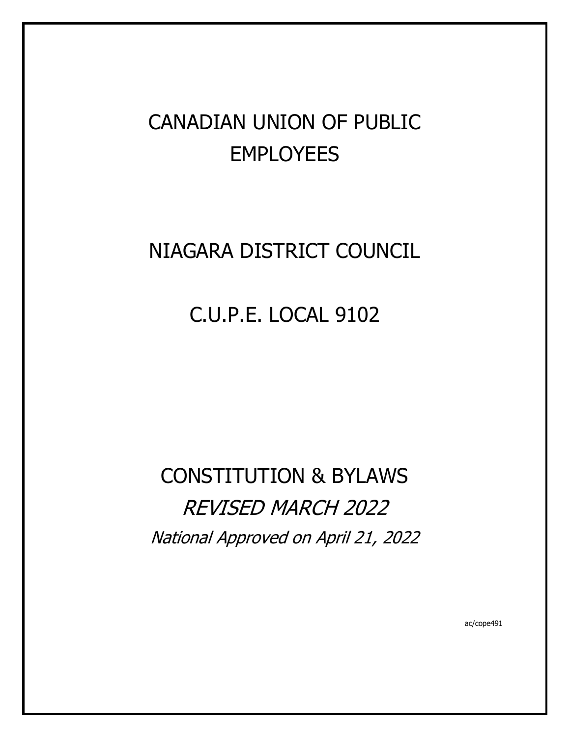# CANADIAN UNION OF PUBLIC EMPLOYEES

# NIAGARA DISTRICT COUNCIL

# C.U.P.E. LOCAL 9102

# CONSTITUTION & BYLAWS

*REVISED MARCH 2022*

*National Approved on April 21, 2022*

ac/cope491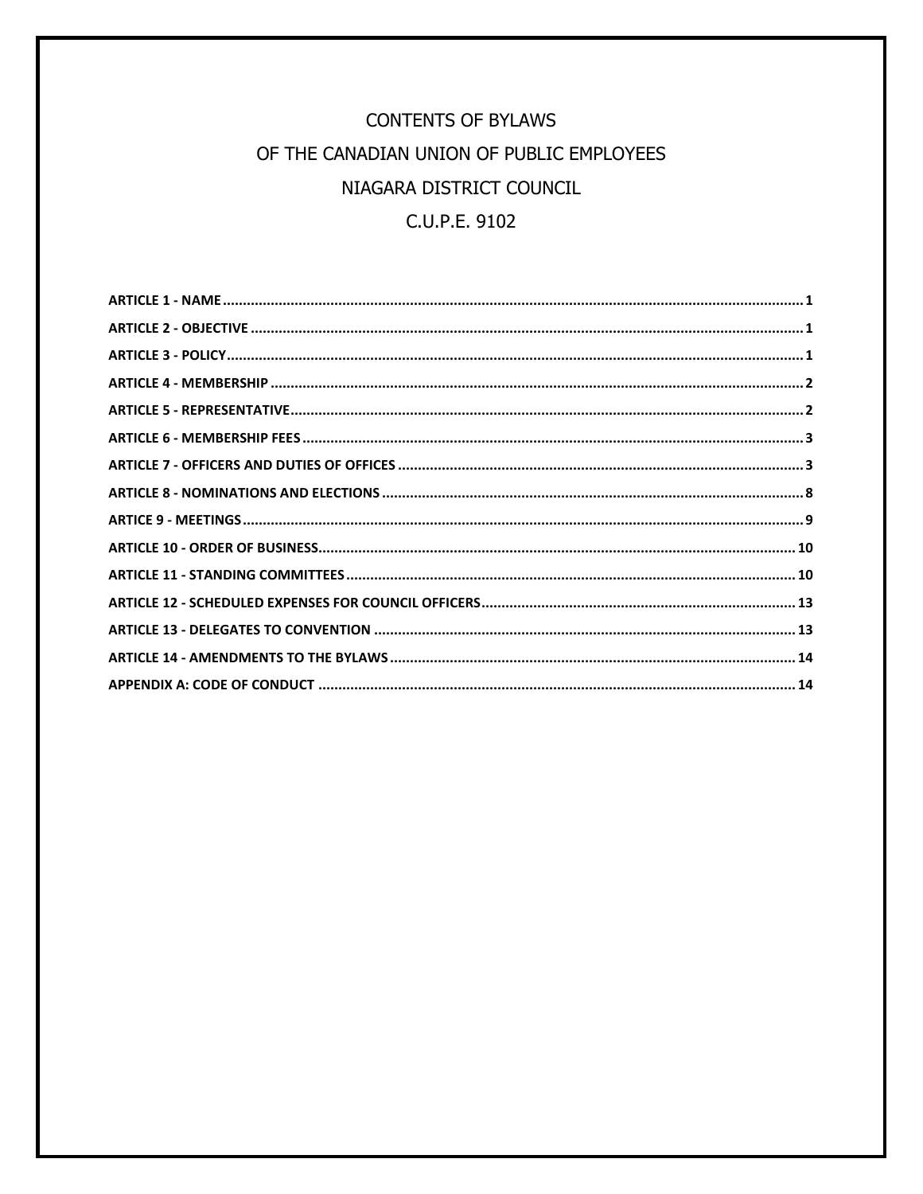# CONTENTS OF BYLAWS

# OF THE CANADIAN UNION OF PUBLIC EMPLOYEES

# NIAGARA DISTRICT COUNCIL

# C.U.P.E. 9102

**ARTICLE 1 - NAME** ................................................................................................ 1

**ARTICLE 2 - OBJECTIVE** ......................................................................................... 1

**ARTICLE 3 - POLICY** ............................................................................................... 1

**ARTICLE 4 - MEMBERSHIP** .................................................................................... 2

**ARTICLE 5 - REPRESENTATIVE** ............................................................................... 2

**ARTICLE 6 - MEMBERSHIP FEES** ............................................................................ 3

**ARTICLE 7 - OFFICERS AND DUTIES OF OFFICES** ..................................................... 3

**ARTICLE 8 - NOMINATIONS AND ELECTIONS** ........................................................ 8

**ARTICE 9 - MEETINGS** ............................................................................................ 9

**ARTICLE 10 - ORDER OF BUSINESS** ...................................................................... 10

**ARTICLE 11 - STANDING COMMITTEES** ................................................................ 10

**ARTICLE 12 - SCHEDULED EXPENSES FOR COUNCIL OFFICERS** .............................. 13

**ARTICLE 13 - DELEGATES TO CONVENTION** ......................................................... 13

**ARTICLE 14 - AMENDMENTS TO THE BYLAWS** ..................................................... 14

**APPENDIX A: CODE OF CONDUCT** ....................................................................... 14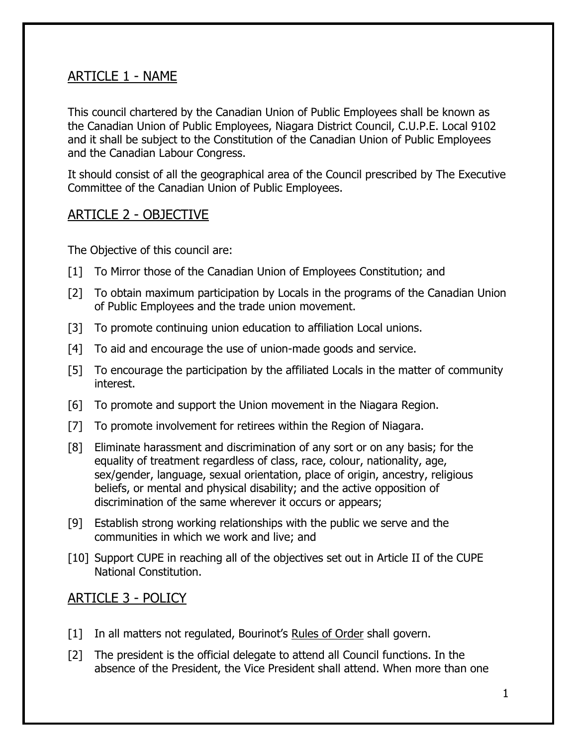## ARTICLE 1 - NAME

This council chartered by the Canadian Union of Public Employees shall be known as the Canadian Union of Public Employees, Niagara District Council, C.U.P.E. Local 9102 and it shall be subject to the Constitution of the Canadian Union of Public Employees and the Canadian Labour Congress.

It should consist of all the geographical area of the Council prescribed by The Executive Committee of the Canadian Union of Public Employees.

## ARTICLE 2 - OBJECTIVE

The Objective of this council are:

[1] To Mirror those of the Canadian Union of Employees Constitution; and

[2] To obtain maximum participation by Locals in the programs of the Canadian Union of Public Employees and the trade union movement.

[3] To promote continuing union education to affiliation Local unions.

[4] To aid and encourage the use of union-made goods and service.

[5] To encourage the participation by the affiliated Locals in the matter of community interest.

[6] To promote and support the Union movement in the Niagara Region.

[7] To promote involvement for retirees within the Region of Niagara.

[8] Eliminate harassment and discrimination of any sort or on any basis; for the equality of treatment regardless of class, race, colour, nationality, age, sex/gender, language, sexual orientation, place of origin, ancestry, religious beliefs, or mental and physical disability; and the active opposition of discrimination of the same wherever it occurs or appears;

[9] Establish strong working relationships with the public we serve and the communities in which we work and live; and

[10] Support CUPE in reaching all of the objectives set out in Article II of the CUPE National Constitution.

## ARTICLE 3 - POLICY

[1] In all matters not regulated, Bourinot's Rules of Order shall govern.

[2] The president is the official delegate to attend all Council functions. In the absence of the President, the Vice President shall attend. When more than one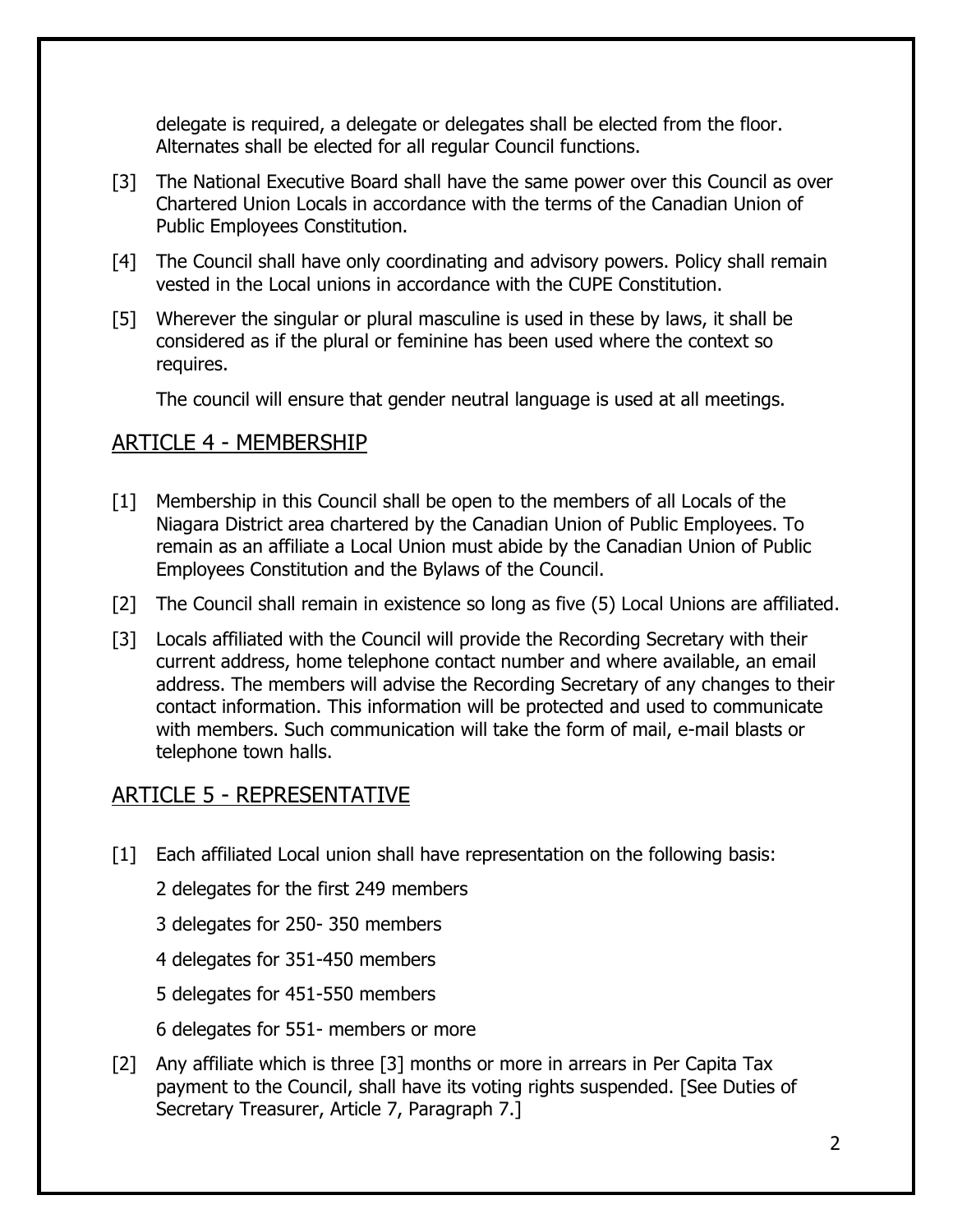delegate is required, a delegate or delegates shall be elected from the floor. Alternates shall be elected for all regular Council functions.

[3] The National Executive Board shall have the same power over this Council as over Chartered Union Locals in accordance with the terms of the Canadian Union of Public Employees Constitution.

[4] The Council shall have only coordinating and advisory powers. Policy shall remain vested in the Local unions in accordance with the CUPE Constitution.

[5] Wherever the singular or plural masculine is used in these by laws, it shall be considered as if the plural or feminine has been used where the context so requires.

The council will ensure that gender neutral language is used at all meetings.

## ARTICLE 4 - MEMBERSHIP

[1] Membership in this Council shall be open to the members of all Locals of the Niagara District area chartered by the Canadian Union of Public Employees. To remain as an affiliate a Local Union must abide by the Canadian Union of Public Employees Constitution and the Bylaws of the Council.

[2] The Council shall remain in existence so long as five (5) Local Unions are affiliated.

[3] Locals affiliated with the Council will provide the Recording Secretary with their current address, home telephone contact number and where available, an email address. The members will advise the Recording Secretary of any changes to their contact information. This information will be protected and used to communicate with members. Such communication will take the form of mail, e-mail blasts or telephone town halls.

## ARTICLE 5 - REPRESENTATIVE

[1] Each affiliated Local union shall have representation on the following basis:

2 delegates for the first 249 members

3 delegates for 250- 350 members

4 delegates for 351-450 members

5 delegates for 451-550 members

6 delegates for 551- members or more

[2] Any affiliate which is three [3] months or more in arrears in Per Capita Tax payment to the Council, shall have its voting rights suspended. [See Duties of Secretary Treasurer, Article 7, Paragraph 7.]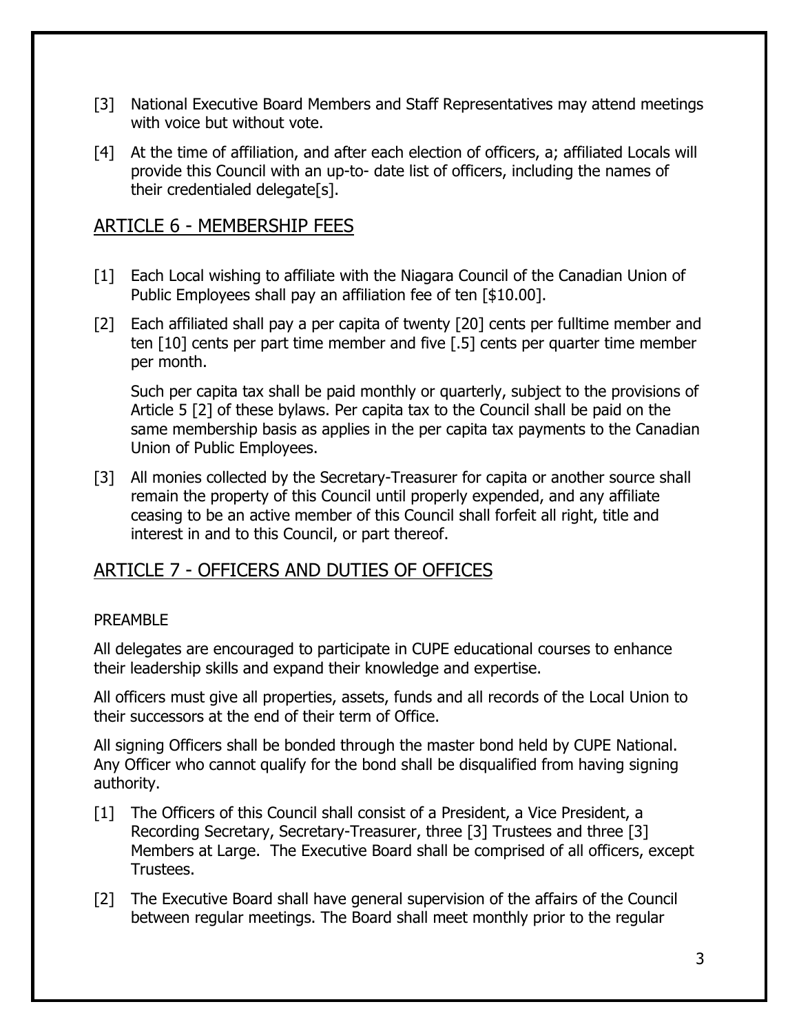[3] National Executive Board Members and Staff Representatives may attend meetings with voice but without vote.

[4] At the time of affiliation, and after each election of officers, a; affiliated Locals will provide this Council with an up-to- date list of officers, including the names of their credentialed delegate[s].

## ARTICLE 6 - MEMBERSHIP FEES

[1] Each Local wishing to affiliate with the Niagara Council of the Canadian Union of Public Employees shall pay an affiliation fee of ten [$10.00].

[2] Each affiliated shall pay a per capita of twenty [20] cents per fulltime member and ten [10] cents per part time member and five [.5] cents per quarter time member per month.

Such per capita tax shall be paid monthly or quarterly, subject to the provisions of Article 5 [2] of these bylaws. Per capita tax to the Council shall be paid on the same membership basis as applies in the per capita tax payments to the Canadian Union of Public Employees.

[3] All monies collected by the Secretary-Treasurer for capita or another source shall remain the property of this Council until properly expended, and any affiliate ceasing to be an active member of this Council shall forfeit all right, title and interest in and to this Council, or part thereof.

## ARTICLE 7 - OFFICERS AND DUTIES OF OFFICES

PREAMBLE

All delegates are encouraged to participate in CUPE educational courses to enhance their leadership skills and expand their knowledge and expertise.

All officers must give all properties, assets, funds and all records of the Local Union to their successors at the end of their term of Office.

All signing Officers shall be bonded through the master bond held by CUPE National. Any Officer who cannot qualify for the bond shall be disqualified from having signing authority.

[1] The Officers of this Council shall consist of a President, a Vice President, a Recording Secretary, Secretary-Treasurer, three [3] Trustees and three [3] Members at Large. The Executive Board shall be comprised of all officers, except Trustees.

[2] The Executive Board shall have general supervision of the affairs of the Council between regular meetings. The Board shall meet monthly prior to the regular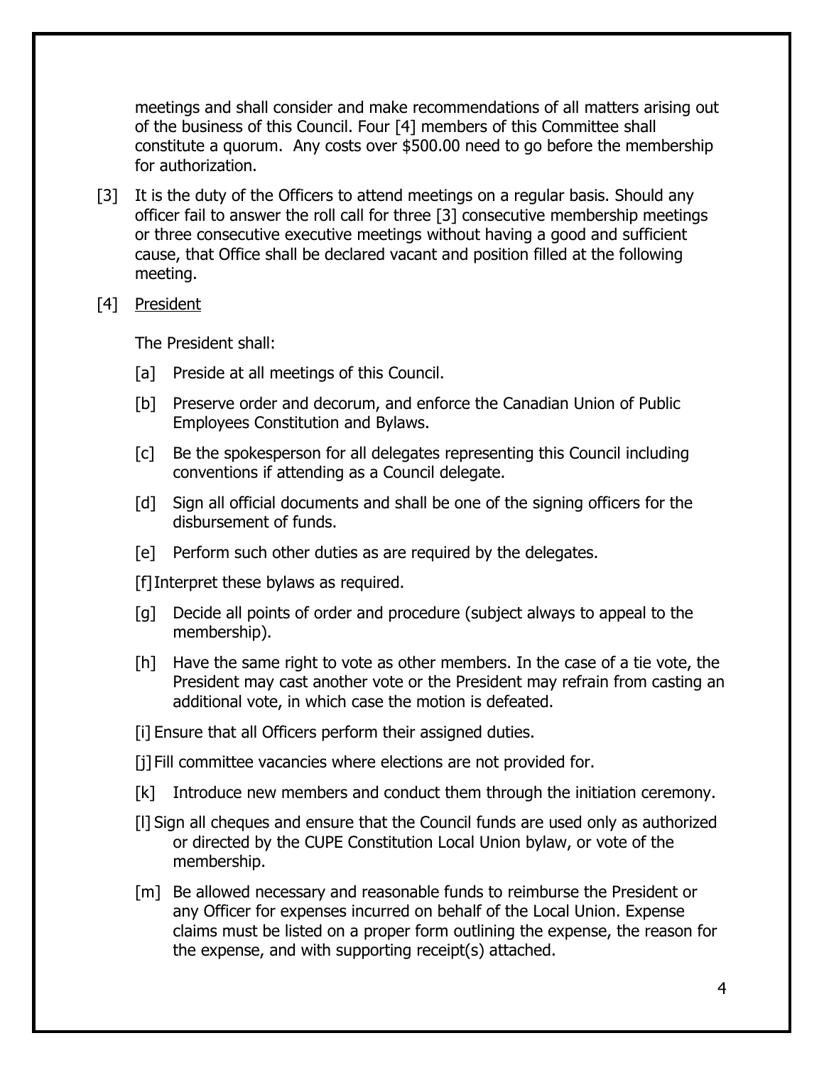meetings and shall consider and make recommendations of all matters arising out of the business of this Council. Four [4] members of this Committee shall constitute a quorum. Any costs over $500.00 need to go before the membership for authorization.

[3] It is the duty of the Officers to attend meetings on a regular basis. Should any officer fail to answer the roll call for three [3] consecutive membership meetings or three consecutive executive meetings without having a good and sufficient cause, that Office shall be declared vacant and position filled at the following meeting.

[4] <u>President</u>

The President shall:

[a] Preside at all meetings of this Council.

[b] Preserve order and decorum, and enforce the Canadian Union of Public Employees Constitution and Bylaws.

[c] Be the spokesperson for all delegates representing this Council including conventions if attending as a Council delegate.

[d] Sign all official documents and shall be one of the signing officers for the disbursement of funds.

[e] Perform such other duties as are required by the delegates.

[f] Interpret these bylaws as required.

[g] Decide all points of order and procedure (subject always to appeal to the membership).

[h] Have the same right to vote as other members. In the case of a tie vote, the President may cast another vote or the President may refrain from casting an additional vote, in which case the motion is defeated.

[i] Ensure that all Officers perform their assigned duties.

[j] Fill committee vacancies where elections are not provided for.

[k] Introduce new members and conduct them through the initiation ceremony.

[l] Sign all cheques and ensure that the Council funds are used only as authorized or directed by the CUPE Constitution Local Union bylaw, or vote of the membership.

[m] Be allowed necessary and reasonable funds to reimburse the President or any Officer for expenses incurred on behalf of the Local Union. Expense claims must be listed on a proper form outlining the expense, the reason for the expense, and with supporting receipt(s) attached.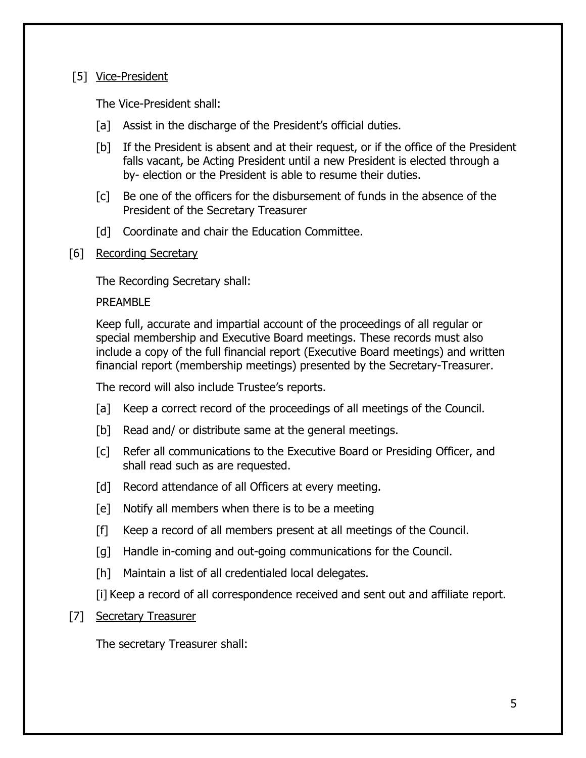[5] <u>Vice-President</u>

The Vice-President shall:

[a] Assist in the discharge of the President's official duties.

[b] If the President is absent and at their request, or if the office of the President falls vacant, be Acting President until a new President is elected through a by- election or the President is able to resume their duties.

[c] Be one of the officers for the disbursement of funds in the absence of the President of the Secretary Treasurer

[d] Coordinate and chair the Education Committee.

[6] <u>Recording Secretary</u>

The Recording Secretary shall:

PREAMBLE

Keep full, accurate and impartial account of the proceedings of all regular or special membership and Executive Board meetings. These records must also include a copy of the full financial report (Executive Board meetings) and written financial report (membership meetings) presented by the Secretary-Treasurer.

The record will also include Trustee's reports.

[a] Keep a correct record of the proceedings of all meetings of the Council.

[b] Read and/ or distribute same at the general meetings.

[c] Refer all communications to the Executive Board or Presiding Officer, and shall read such as are requested.

[d] Record attendance of all Officers at every meeting.

[e] Notify all members when there is to be a meeting

[f] Keep a record of all members present at all meetings of the Council.

[g] Handle in-coming and out-going communications for the Council.

[h] Maintain a list of all credentialed local delegates.

[i] Keep a record of all correspondence received and sent out and affiliate report.

[7] <u>Secretary Treasurer</u>

The secretary Treasurer shall: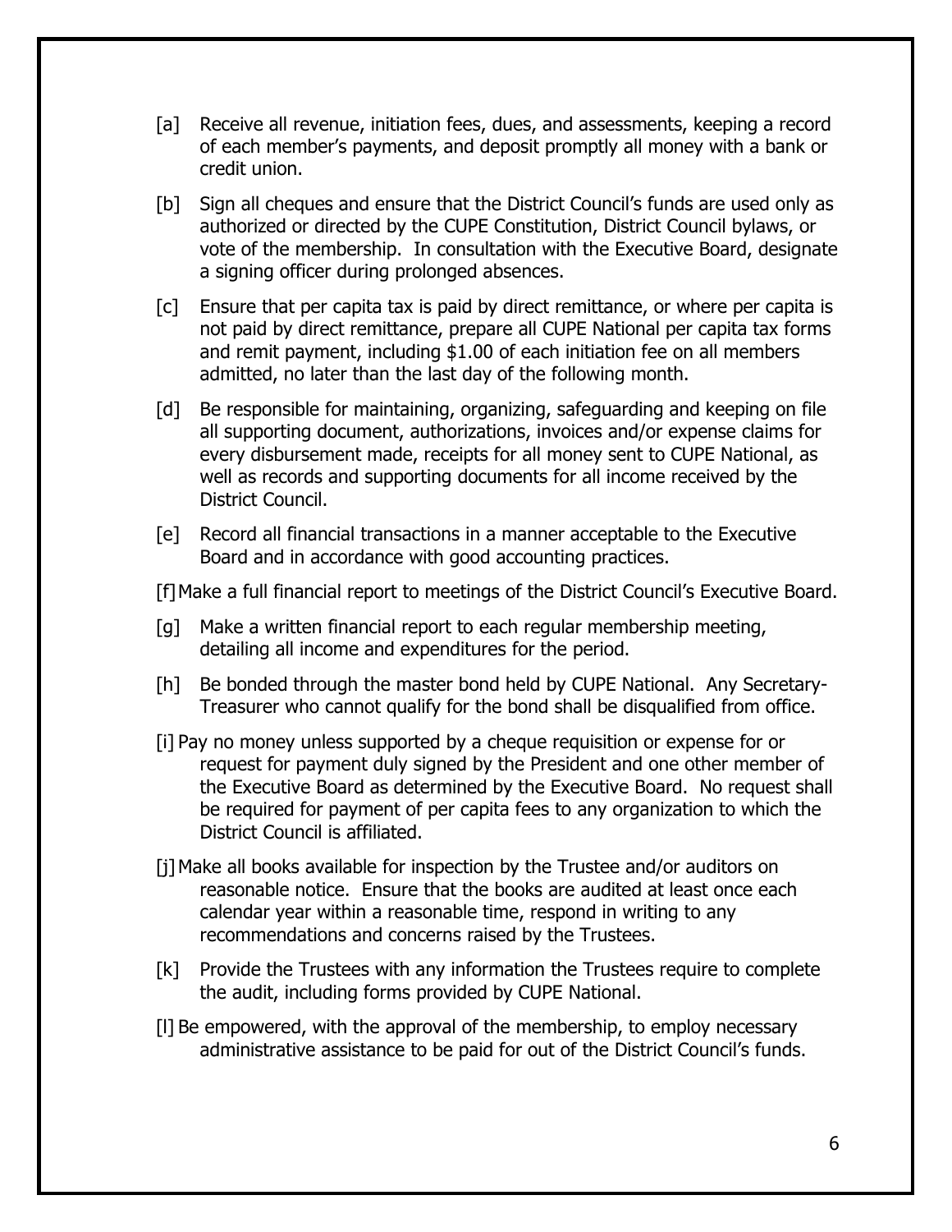[a] Receive all revenue, initiation fees, dues, and assessments, keeping a record of each member's payments, and deposit promptly all money with a bank or credit union.

[b] Sign all cheques and ensure that the District Council's funds are used only as authorized or directed by the CUPE Constitution, District Council bylaws, or vote of the membership. In consultation with the Executive Board, designate a signing officer during prolonged absences.

[c] Ensure that per capita tax is paid by direct remittance, or where per capita is not paid by direct remittance, prepare all CUPE National per capita tax forms and remit payment, including $1.00 of each initiation fee on all members admitted, no later than the last day of the following month.

[d] Be responsible for maintaining, organizing, safeguarding and keeping on file all supporting document, authorizations, invoices and/or expense claims for every disbursement made, receipts for all money sent to CUPE National, as well as records and supporting documents for all income received by the District Council.

[e] Record all financial transactions in a manner acceptable to the Executive Board and in accordance with good accounting practices.

[f] Make a full financial report to meetings of the District Council's Executive Board.

[g] Make a written financial report to each regular membership meeting, detailing all income and expenditures for the period.

[h] Be bonded through the master bond held by CUPE National. Any Secretary-Treasurer who cannot qualify for the bond shall be disqualified from office.

[i] Pay no money unless supported by a cheque requisition or expense for or request for payment duly signed by the President and one other member of the Executive Board as determined by the Executive Board. No request shall be required for payment of per capita fees to any organization to which the District Council is affiliated.

[j] Make all books available for inspection by the Trustee and/or auditors on reasonable notice. Ensure that the books are audited at least once each calendar year within a reasonable time, respond in writing to any recommendations and concerns raised by the Trustees.

[k] Provide the Trustees with any information the Trustees require to complete the audit, including forms provided by CUPE National.

[l] Be empowered, with the approval of the membership, to employ necessary administrative assistance to be paid for out of the District Council's funds.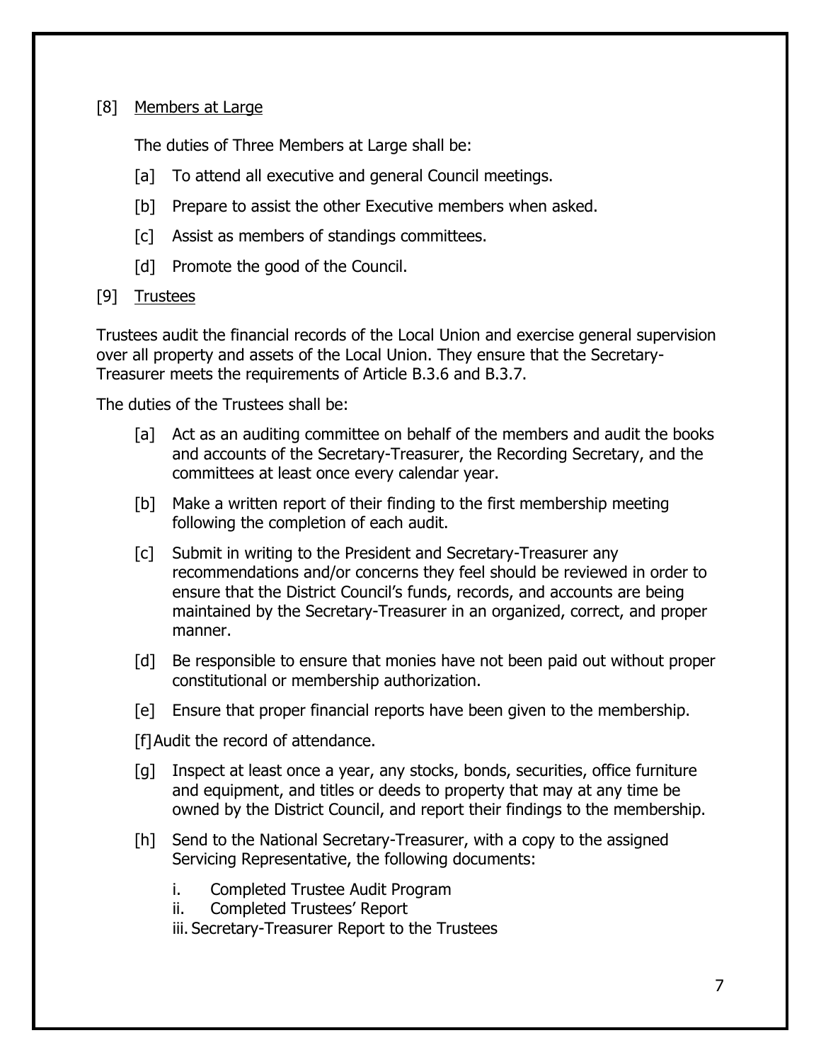[8] <u>Members at Large</u>

The duties of Three Members at Large shall be:

[a] To attend all executive and general Council meetings.

[b] Prepare to assist the other Executive members when asked.

[c] Assist as members of standings committees.

[d] Promote the good of the Council.

[9] <u>Trustees</u>

Trustees audit the financial records of the Local Union and exercise general supervision over all property and assets of the Local Union. They ensure that the Secretary-Treasurer meets the requirements of Article B.3.6 and B.3.7.

The duties of the Trustees shall be:

[a] Act as an auditing committee on behalf of the members and audit the books and accounts of the Secretary-Treasurer, the Recording Secretary, and the committees at least once every calendar year.

[b] Make a written report of their finding to the first membership meeting following the completion of each audit.

[c] Submit in writing to the President and Secretary-Treasurer any recommendations and/or concerns they feel should be reviewed in order to ensure that the District Council's funds, records, and accounts are being maintained by the Secretary-Treasurer in an organized, correct, and proper manner.

[d] Be responsible to ensure that monies have not been paid out without proper constitutional or membership authorization.

[e] Ensure that proper financial reports have been given to the membership.

[f] Audit the record of attendance.

[g] Inspect at least once a year, any stocks, bonds, securities, office furniture and equipment, and titles or deeds to property that may at any time be owned by the District Council, and report their findings to the membership.

[h] Send to the National Secretary-Treasurer, with a copy to the assigned Servicing Representative, the following documents:

i. Completed Trustee Audit Program
ii. Completed Trustees' Report
iii. Secretary-Treasurer Report to the Trustees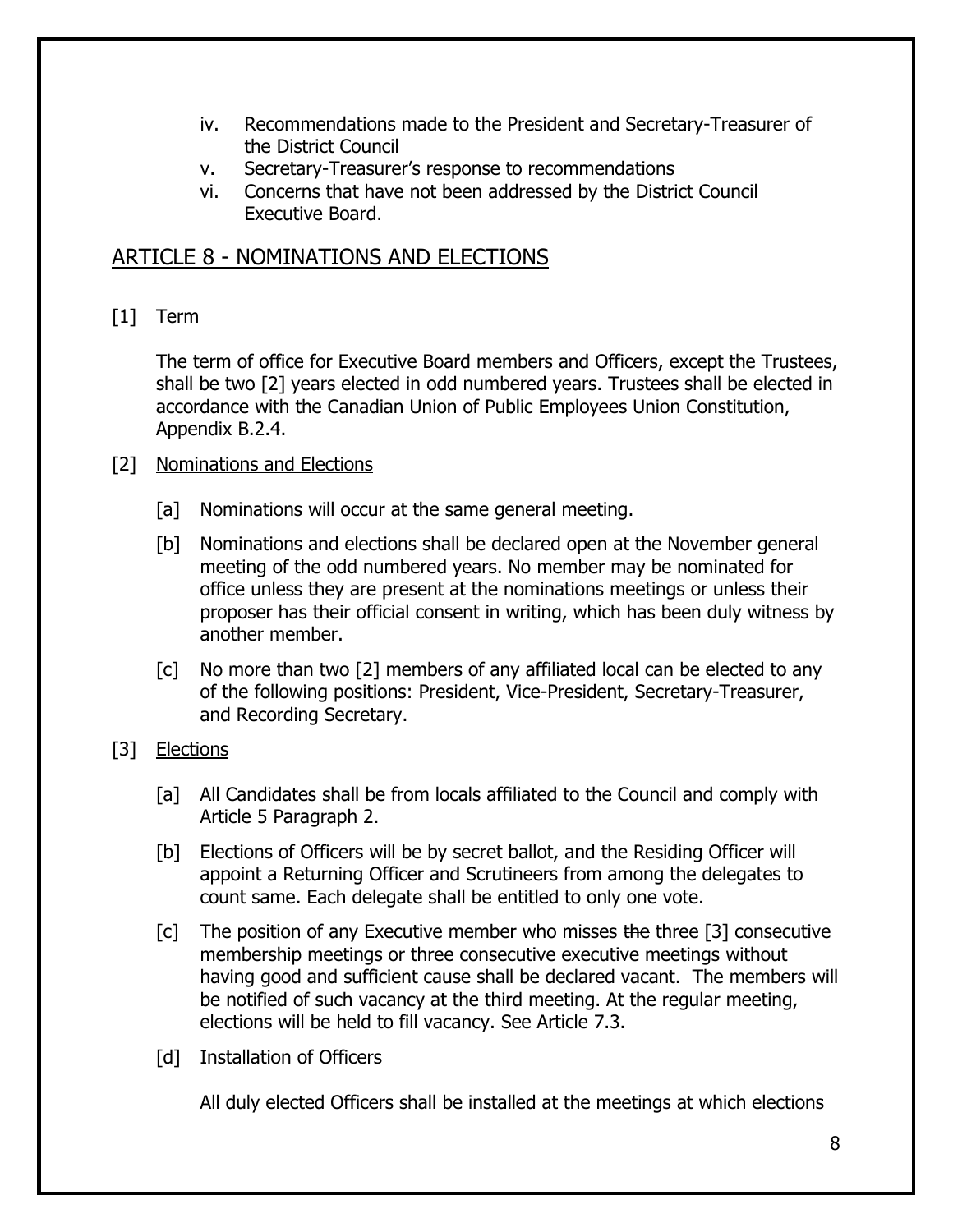iv. Recommendations made to the President and Secretary-Treasurer of the District Council
v. Secretary-Treasurer's response to recommendations
vi. Concerns that have not been addressed by the District Council Executive Board.

## ARTICLE 8 - NOMINATIONS AND ELECTIONS

[1] Term

The term of office for Executive Board members and Officers, except the Trustees, shall be two [2] years elected in odd numbered years. Trustees shall be elected in accordance with the Canadian Union of Public Employees Union Constitution, Appendix B.2.4.

[2] Nominations and Elections

[a] Nominations will occur at the same general meeting.

[b] Nominations and elections shall be declared open at the November general meeting of the odd numbered years. No member may be nominated for office unless they are present at the nominations meetings or unless their proposer has their official consent in writing, which has been duly witness by another member.

[c] No more than two [2] members of any affiliated local can be elected to any of the following positions: President, Vice-President, Secretary-Treasurer, and Recording Secretary.

[3] Elections

[a] All Candidates shall be from locals affiliated to the Council and comply with Article 5 Paragraph 2.

[b] Elections of Officers will be by secret ballot, and the Residing Officer will appoint a Returning Officer and Scrutineers from among the delegates to count same. Each delegate shall be entitled to only one vote.

[c] The position of any Executive member who misses ~~the~~ three [3] consecutive membership meetings or three consecutive executive meetings without having good and sufficient cause shall be declared vacant. The members will be notified of such vacancy at the third meeting. At the regular meeting, elections will be held to fill vacancy. See Article 7.3.

[d] Installation of Officers

All duly elected Officers shall be installed at the meetings at which elections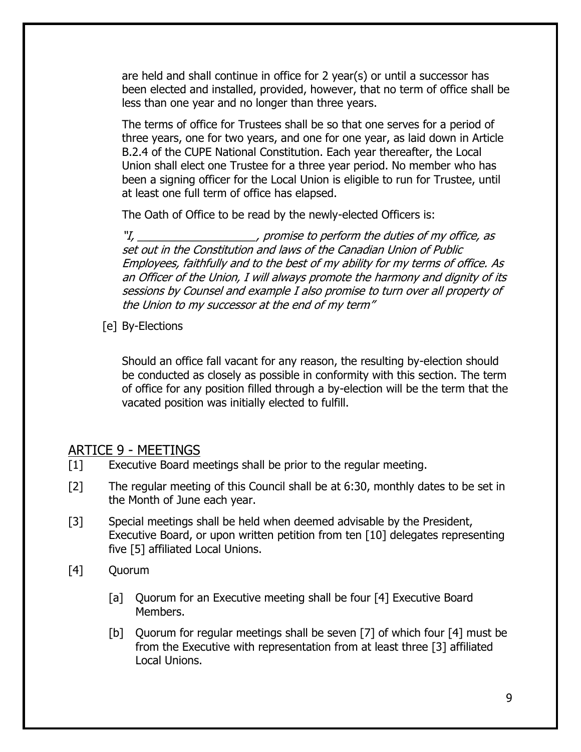are held and shall continue in office for 2 year(s) or until a successor has been elected and installed, provided, however, that no term of office shall be less than one year and no longer than three years.

The terms of office for Trustees shall be so that one serves for a period of three years, one for two years, and one for one year, as laid down in Article B.2.4 of the CUPE National Constitution. Each year thereafter, the Local Union shall elect one Trustee for a three year period. No member who has been a signing officer for the Local Union is eligible to run for Trustee, until at least one full term of office has elapsed.

The Oath of Office to be read by the newly-elected Officers is:

*"I, ___________________, promise to perform the duties of my office, as set out in the Constitution and laws of the Canadian Union of Public Employees, faithfully and to the best of my ability for my terms of office. As an Officer of the Union, I will always promote the harmony and dignity of its sessions by Counsel and example I also promise to turn over all property of the Union to my successor at the end of my term"*

[e] By-Elections

Should an office fall vacant for any reason, the resulting by-election should be conducted as closely as possible in conformity with this section. The term of office for any position filled through a by-election will be the term that the vacated position was initially elected to fulfill.

## ARTICE 9 - MEETINGS

[1] Executive Board meetings shall be prior to the regular meeting.

[2] The regular meeting of this Council shall be at 6:30, monthly dates to be set in the Month of June each year.

[3] Special meetings shall be held when deemed advisable by the President, Executive Board, or upon written petition from ten [10] delegates representing five [5] affiliated Local Unions.

[4] Quorum

[a] Quorum for an Executive meeting shall be four [4] Executive Board Members.

[b] Quorum for regular meetings shall be seven [7] of which four [4] must be from the Executive with representation from at least three [3] affiliated Local Unions.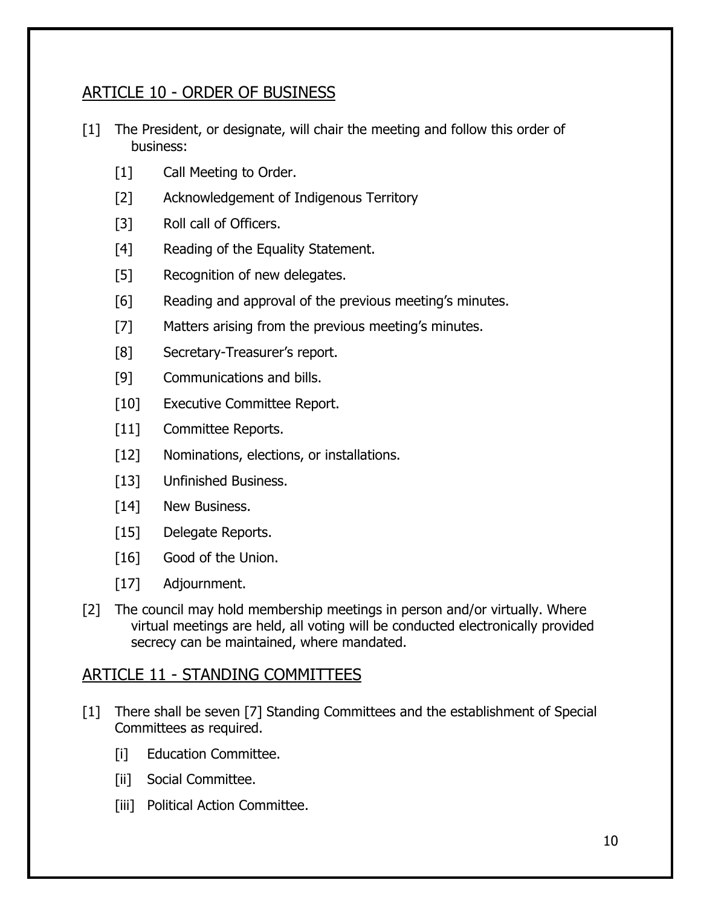## ARTICLE 10 - ORDER OF BUSINESS

[1] The President, or designate, will chair the meeting and follow this order of business:

- [1] Call Meeting to Order.
- [2] Acknowledgement of Indigenous Territory
- [3] Roll call of Officers.
- [4] Reading of the Equality Statement.
- [5] Recognition of new delegates.
- [6] Reading and approval of the previous meeting's minutes.
- [7] Matters arising from the previous meeting's minutes.
- [8] Secretary-Treasurer's report.
- [9] Communications and bills.
- [10] Executive Committee Report.
- [11] Committee Reports.
- [12] Nominations, elections, or installations.
- [13] Unfinished Business.
- [14] New Business.
- [15] Delegate Reports.
- [16] Good of the Union.
- [17] Adjournment.

[2] The council may hold membership meetings in person and/or virtually. Where virtual meetings are held, all voting will be conducted electronically provided secrecy can be maintained, where mandated.

## ARTICLE 11 - STANDING COMMITTEES

[1] There shall be seven [7] Standing Committees and the establishment of Special Committees as required.

- [i] Education Committee.
- [ii] Social Committee.
- [iii] Political Action Committee.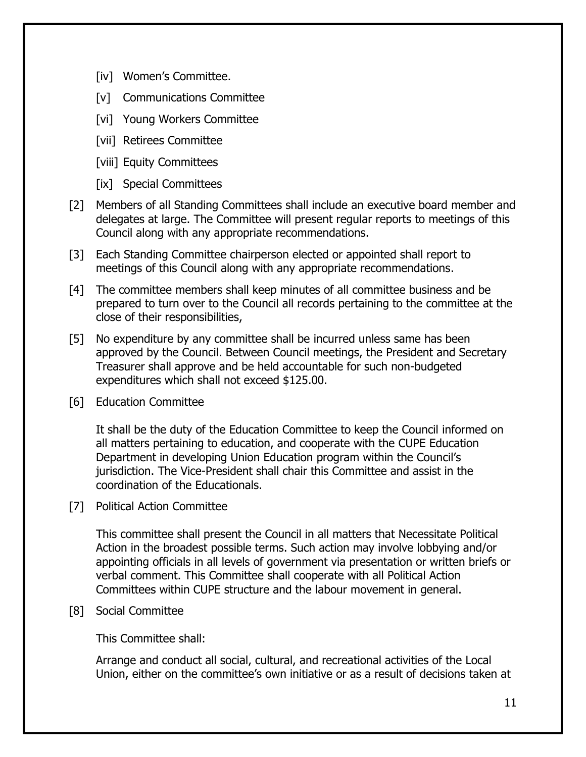[iv] Women's Committee.

[v] Communications Committee

[vi] Young Workers Committee

[vii] Retirees Committee

[viii] Equity Committees

[ix] Special Committees

[2] Members of all Standing Committees shall include an executive board member and delegates at large. The Committee will present regular reports to meetings of this Council along with any appropriate recommendations.

[3] Each Standing Committee chairperson elected or appointed shall report to meetings of this Council along with any appropriate recommendations.

[4] The committee members shall keep minutes of all committee business and be prepared to turn over to the Council all records pertaining to the committee at the close of their responsibilities,

[5] No expenditure by any committee shall be incurred unless same has been approved by the Council. Between Council meetings, the President and Secretary Treasurer shall approve and be held accountable for such non-budgeted expenditures which shall not exceed $125.00.

[6] Education Committee

It shall be the duty of the Education Committee to keep the Council informed on all matters pertaining to education, and cooperate with the CUPE Education Department in developing Union Education program within the Council's jurisdiction. The Vice-President shall chair this Committee and assist in the coordination of the Educationals.

[7] Political Action Committee

This committee shall present the Council in all matters that Necessitate Political Action in the broadest possible terms. Such action may involve lobbying and/or appointing officials in all levels of government via presentation or written briefs or verbal comment. This Committee shall cooperate with all Political Action Committees within CUPE structure and the labour movement in general.

[8] Social Committee

This Committee shall:

Arrange and conduct all social, cultural, and recreational activities of the Local Union, either on the committee's own initiative or as a result of decisions taken at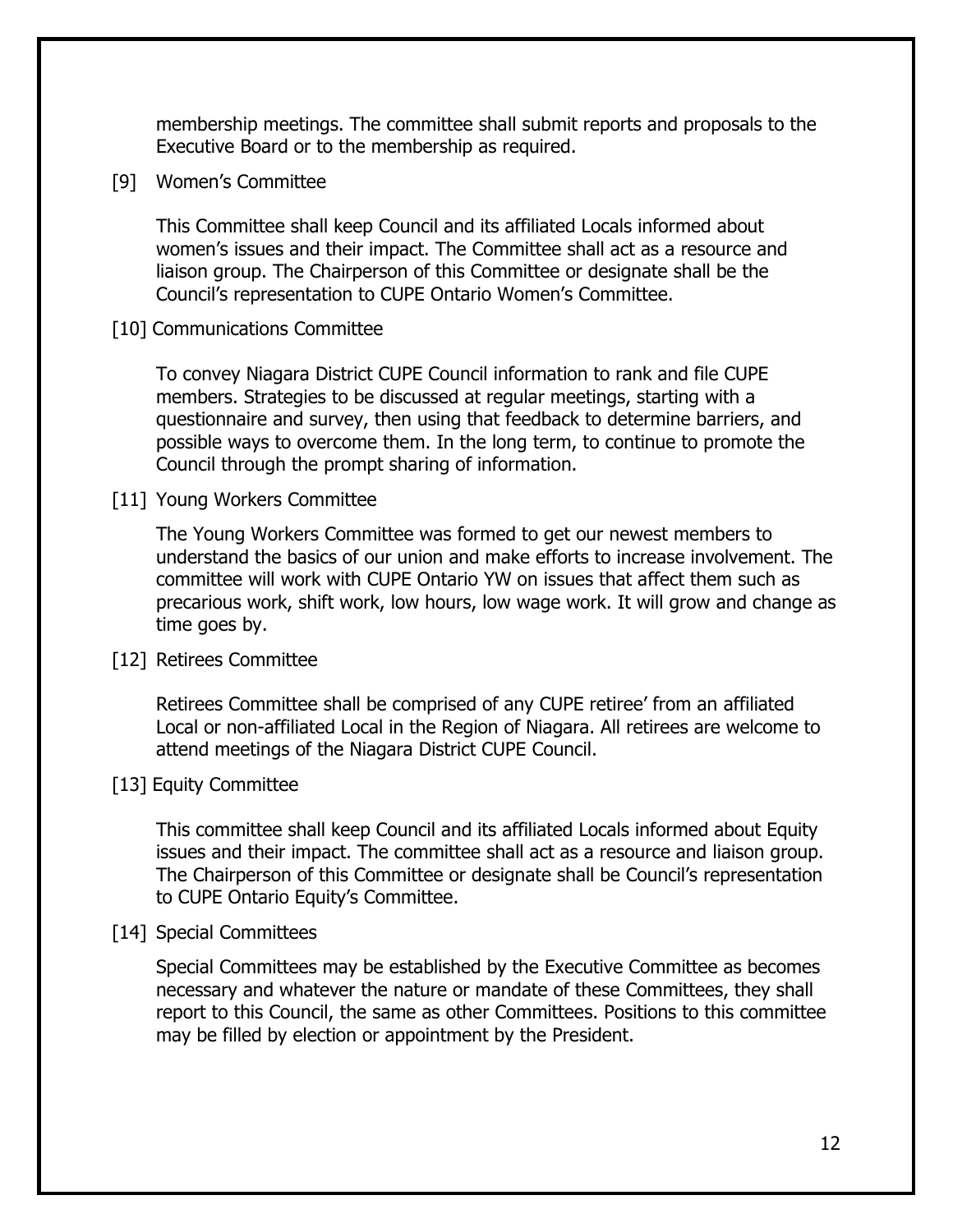membership meetings. The committee shall submit reports and proposals to the Executive Board or to the membership as required.

[9] Women's Committee

This Committee shall keep Council and its affiliated Locals informed about women's issues and their impact. The Committee shall act as a resource and liaison group. The Chairperson of this Committee or designate shall be the Council's representation to CUPE Ontario Women's Committee.

[10] Communications Committee

To convey Niagara District CUPE Council information to rank and file CUPE members. Strategies to be discussed at regular meetings, starting with a questionnaire and survey, then using that feedback to determine barriers, and possible ways to overcome them. In the long term, to continue to promote the Council through the prompt sharing of information.

[11] Young Workers Committee

The Young Workers Committee was formed to get our newest members to understand the basics of our union and make efforts to increase involvement. The committee will work with CUPE Ontario YW on issues that affect them such as precarious work, shift work, low hours, low wage work. It will grow and change as time goes by.

[12] Retirees Committee

Retirees Committee shall be comprised of any CUPE retiree' from an affiliated Local or non-affiliated Local in the Region of Niagara. All retirees are welcome to attend meetings of the Niagara District CUPE Council.

[13] Equity Committee

This committee shall keep Council and its affiliated Locals informed about Equity issues and their impact. The committee shall act as a resource and liaison group. The Chairperson of this Committee or designate shall be Council's representation to CUPE Ontario Equity's Committee.

[14] Special Committees

Special Committees may be established by the Executive Committee as becomes necessary and whatever the nature or mandate of these Committees, they shall report to this Council, the same as other Committees. Positions to this committee may be filled by election or appointment by the President.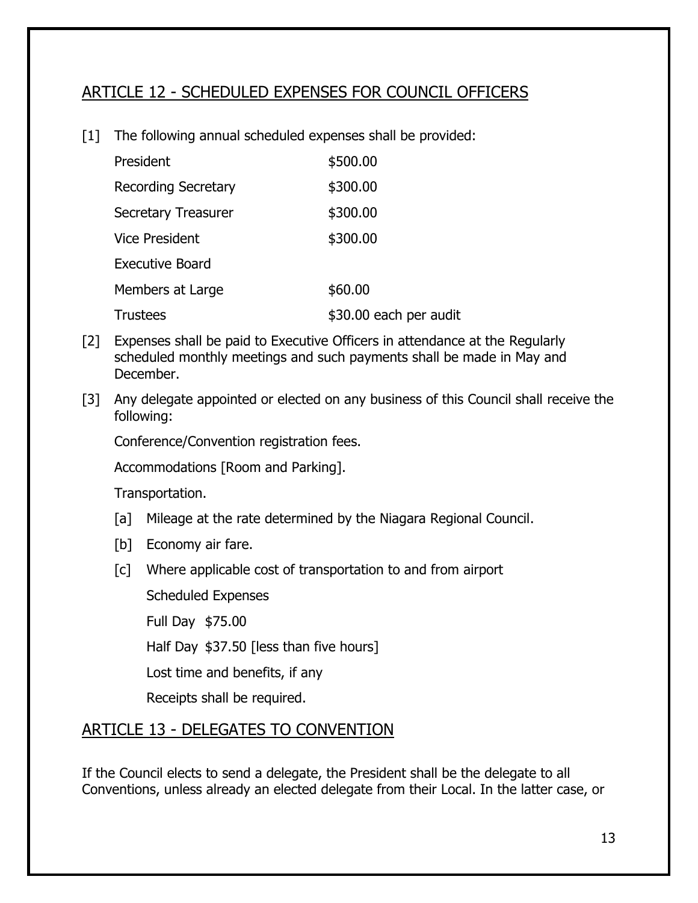## ARTICLE 12 - SCHEDULED EXPENSES FOR COUNCIL OFFICERS

[1] The following annual scheduled expenses shall be provided:

| | |
|---|---|
| President | $500.00 |
| Recording Secretary | $300.00 |
| Secretary Treasurer | $300.00 |
| Vice President | $300.00 |
| Executive Board | |
| Members at Large | $60.00 |
| Trustees | $30.00 each per audit |

[2] Expenses shall be paid to Executive Officers in attendance at the Regularly scheduled monthly meetings and such payments shall be made in May and December.

[3] Any delegate appointed or elected on any business of this Council shall receive the following:

Conference/Convention registration fees.

Accommodations [Room and Parking].

Transportation.

[a] Mileage at the rate determined by the Niagara Regional Council.

[b] Economy air fare.

[c] Where applicable cost of transportation to and from airport

Scheduled Expenses

Full Day $75.00

Half Day $37.50 [less than five hours]

Lost time and benefits, if any

Receipts shall be required.

## ARTICLE 13 - DELEGATES TO CONVENTION

If the Council elects to send a delegate, the President shall be the delegate to all Conventions, unless already an elected delegate from their Local. In the latter case, or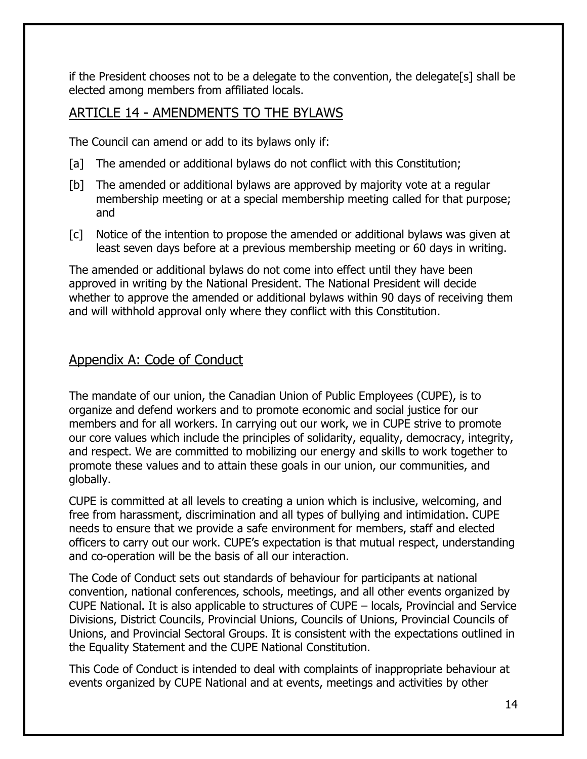if the President chooses not to be a delegate to the convention, the delegate[s] shall be elected among members from affiliated locals.

## ARTICLE 14 - AMENDMENTS TO THE BYLAWS

The Council can amend or add to its bylaws only if:

[a] The amended or additional bylaws do not conflict with this Constitution;

[b] The amended or additional bylaws are approved by majority vote at a regular membership meeting or at a special membership meeting called for that purpose; and

[c] Notice of the intention to propose the amended or additional bylaws was given at least seven days before at a previous membership meeting or 60 days in writing.

The amended or additional bylaws do not come into effect until they have been approved in writing by the National President. The National President will decide whether to approve the amended or additional bylaws within 90 days of receiving them and will withhold approval only where they conflict with this Constitution.

## Appendix A: Code of Conduct

The mandate of our union, the Canadian Union of Public Employees (CUPE), is to organize and defend workers and to promote economic and social justice for our members and for all workers. In carrying out our work, we in CUPE strive to promote our core values which include the principles of solidarity, equality, democracy, integrity, and respect. We are committed to mobilizing our energy and skills to work together to promote these values and to attain these goals in our union, our communities, and globally.

CUPE is committed at all levels to creating a union which is inclusive, welcoming, and free from harassment, discrimination and all types of bullying and intimidation. CUPE needs to ensure that we provide a safe environment for members, staff and elected officers to carry out our work. CUPE's expectation is that mutual respect, understanding and co-operation will be the basis of all our interaction.

The Code of Conduct sets out standards of behaviour for participants at national convention, national conferences, schools, meetings, and all other events organized by CUPE National. It is also applicable to structures of CUPE – locals, Provincial and Service Divisions, District Councils, Provincial Unions, Councils of Unions, Provincial Councils of Unions, and Provincial Sectoral Groups. It is consistent with the expectations outlined in the Equality Statement and the CUPE National Constitution.

This Code of Conduct is intended to deal with complaints of inappropriate behaviour at events organized by CUPE National and at events, meetings and activities by other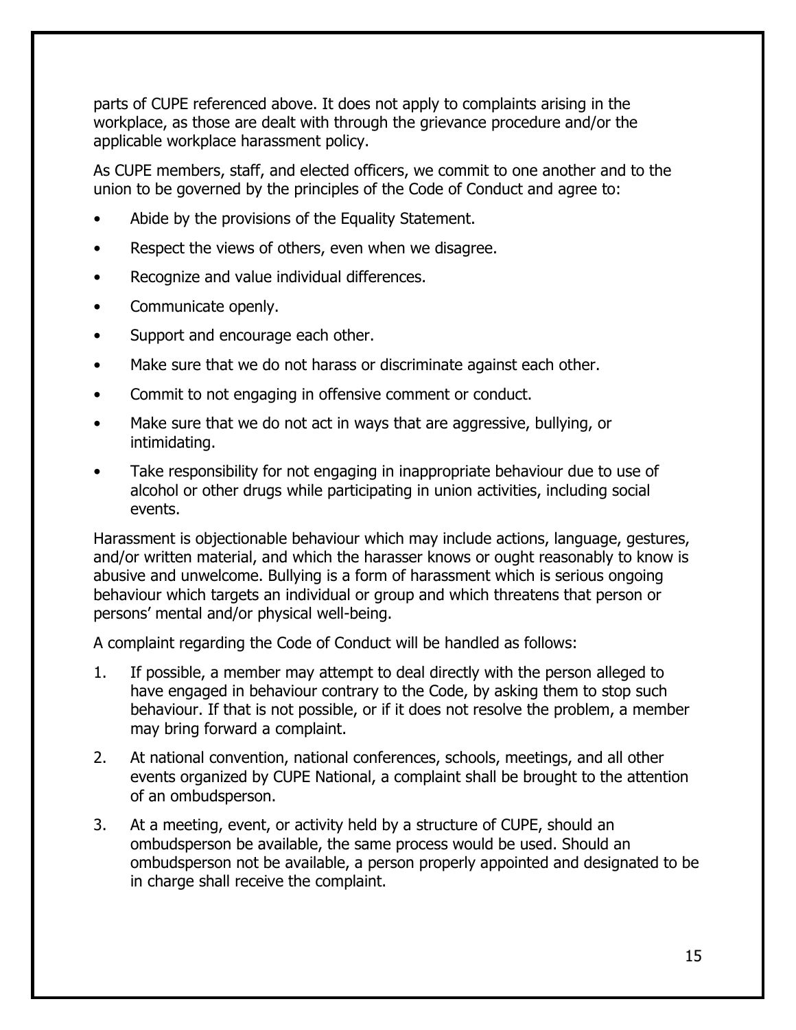parts of CUPE referenced above. It does not apply to complaints arising in the workplace, as those are dealt with through the grievance procedure and/or the applicable workplace harassment policy.

As CUPE members, staff, and elected officers, we commit to one another and to the union to be governed by the principles of the Code of Conduct and agree to:

- Abide by the provisions of the Equality Statement.
- Respect the views of others, even when we disagree.
- Recognize and value individual differences.
- Communicate openly.
- Support and encourage each other.
- Make sure that we do not harass or discriminate against each other.
- Commit to not engaging in offensive comment or conduct.
- Make sure that we do not act in ways that are aggressive, bullying, or intimidating.
- Take responsibility for not engaging in inappropriate behaviour due to use of alcohol or other drugs while participating in union activities, including social events.

Harassment is objectionable behaviour which may include actions, language, gestures, and/or written material, and which the harasser knows or ought reasonably to know is abusive and unwelcome. Bullying is a form of harassment which is serious ongoing behaviour which targets an individual or group and which threatens that person or persons' mental and/or physical well-being.

A complaint regarding the Code of Conduct will be handled as follows:

1. If possible, a member may attempt to deal directly with the person alleged to have engaged in behaviour contrary to the Code, by asking them to stop such behaviour. If that is not possible, or if it does not resolve the problem, a member may bring forward a complaint.
2. At national convention, national conferences, schools, meetings, and all other events organized by CUPE National, a complaint shall be brought to the attention of an ombudsperson.
3. At a meeting, event, or activity held by a structure of CUPE, should an ombudsperson be available, the same process would be used. Should an ombudsperson not be available, a person properly appointed and designated to be in charge shall receive the complaint.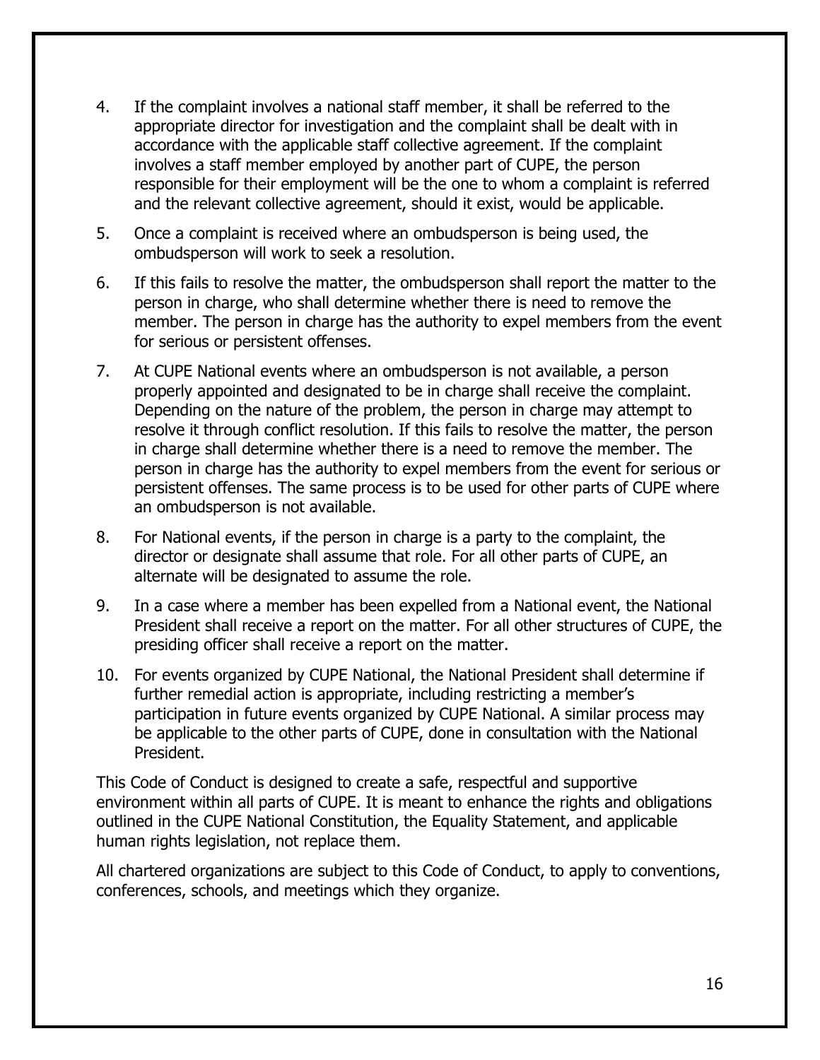4. If the complaint involves a national staff member, it shall be referred to the appropriate director for investigation and the complaint shall be dealt with in accordance with the applicable staff collective agreement. If the complaint involves a staff member employed by another part of CUPE, the person responsible for their employment will be the one to whom a complaint is referred and the relevant collective agreement, should it exist, would be applicable.
5. Once a complaint is received where an ombudsperson is being used, the ombudsperson will work to seek a resolution.
6. If this fails to resolve the matter, the ombudsperson shall report the matter to the person in charge, who shall determine whether there is need to remove the member. The person in charge has the authority to expel members from the event for serious or persistent offenses.
7. At CUPE National events where an ombudsperson is not available, a person properly appointed and designated to be in charge shall receive the complaint. Depending on the nature of the problem, the person in charge may attempt to resolve it through conflict resolution. If this fails to resolve the matter, the person in charge shall determine whether there is a need to remove the member. The person in charge has the authority to expel members from the event for serious or persistent offenses. The same process is to be used for other parts of CUPE where an ombudsperson is not available.
8. For National events, if the person in charge is a party to the complaint, the director or designate shall assume that role. For all other parts of CUPE, an alternate will be designated to assume the role.
9. In a case where a member has been expelled from a National event, the National President shall receive a report on the matter. For all other structures of CUPE, the presiding officer shall receive a report on the matter.
10. For events organized by CUPE National, the National President shall determine if further remedial action is appropriate, including restricting a member's participation in future events organized by CUPE National. A similar process may be applicable to the other parts of CUPE, done in consultation with the National President.

This Code of Conduct is designed to create a safe, respectful and supportive environment within all parts of CUPE. It is meant to enhance the rights and obligations outlined in the CUPE National Constitution, the Equality Statement, and applicable human rights legislation, not replace them.

All chartered organizations are subject to this Code of Conduct, to apply to conventions, conferences, schools, and meetings which they organize.